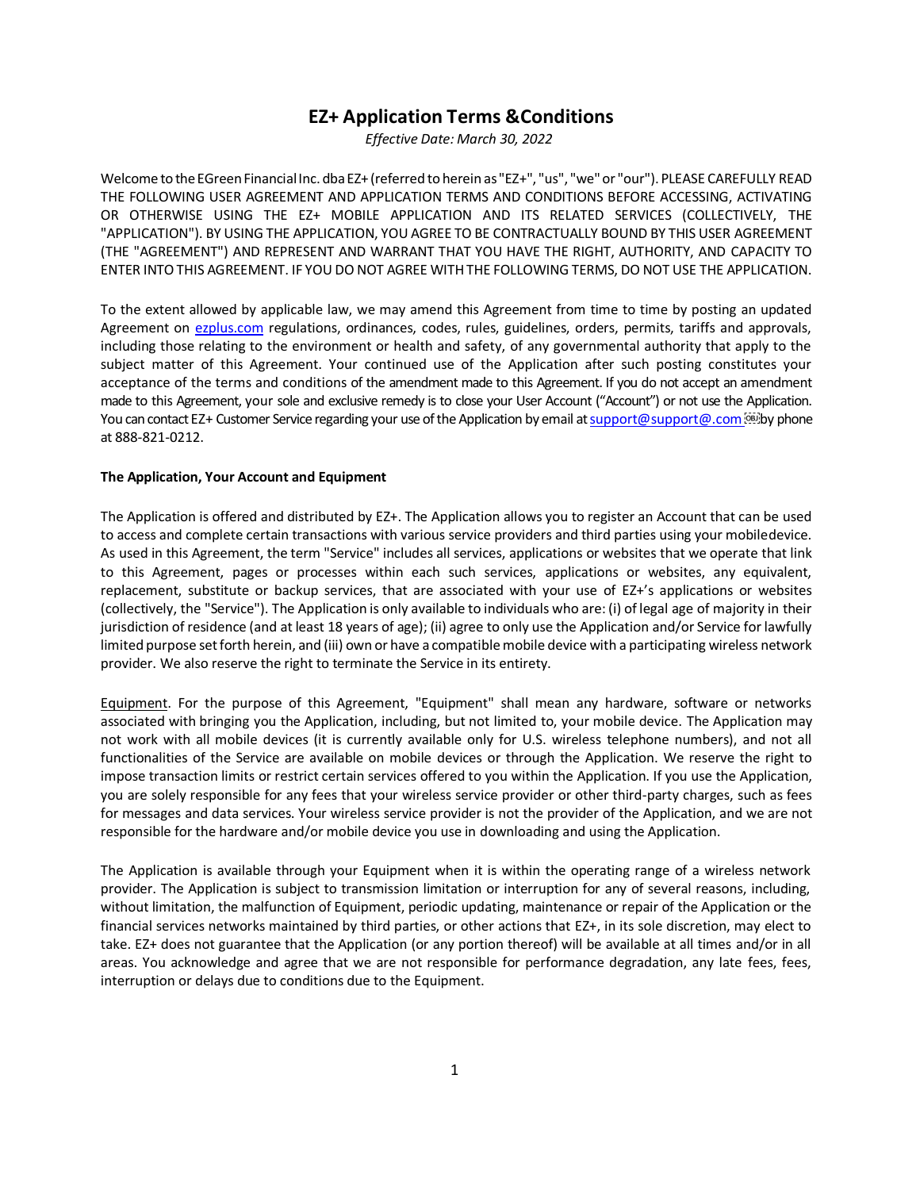# EZ+ Application Terms &Conditions

*Effective Date: March 30, 2022*

Welcome to the EGreen Financial Inc. dba EZ+ (referred to herein as "EZ+", "us", "we" or "our"). PLEASE CAREFULLY READ THE FOLLOWING USER AGREEMENT AND APPLICATION TERMS AND CONDITIONS BEFORE ACCESSING, ACTIVATING OR OTHERWISE USING THE EZ+ MOBILE APPLICATION AND ITS RELATED SERVICES (COLLECTIVELY, THE "APPLICATION"). BY USING THE APPLICATION, YOU AGREE TO BE CONTRACTUALLY BOUND BY THIS USER AGREEMENT (THE "AGREEMENT") AND REPRESENT AND WARRANT THAT YOU HAVE THE RIGHT, AUTHORITY, AND CAPACITY TO ENTER INTO THIS AGREEMENT. IF YOU DO NOT AGREE WITH THE FOLLOWING TERMS, DO NOT USE THE APPLICATION.

To the extent allowed by applicable law, we may amend this Agreement from time to time by posting an updated Agreement on ezplus.com regulations, ordinances, codes, rules, guidelines, orders, permits, tariffs and approvals, including those relating to the environment or health and safety, of any governmental authority that apply to the subject matter of this Agreement. Your continued use of the Application after such posting constitutes your acceptance of the terms and conditions of the amendment made to this Agreement. If you do not accept an amendment made to this Agreement, your sole and exclusive remedy is to close your User Account ("Account") or not use the Application. You can contact EZ+ Customer Service regarding your use of the Application by email at support@support@.com by phone at 888-821-0212.

**The Application, Your Account and Equipment**

The Application is offered and distributed by EZ+. The Application allows you to register an Account that can be used to access and complete certain transactions with various service providers and third parties using your mobiledevice. As used in this Agreement, the term "Service" includes all services, applications or websites that we operate that link to this Agreement, pages or processes within each such services, applications or websites, any equivalent, replacement, substitute or backup services, that are associated with your use of EZ+'s applications or websites (collectively, the "Service"). The Application is only available to individuals who are: (i) of legal age of majority in their jurisdiction of residence (and at least 18 years of age); (ii) agree to only use the Application and/or Service for lawfully limited purpose set forth herein, and (iii) own or have a compatible mobile device with a participating wireless network provider. We also reserve the right to terminate the Service in its entirety.

Equipment. For the purpose of this Agreement, "Equipment" shall mean any hardware, software or networks associated with bringing you the Application, including, but not limited to, your mobile device. The Application may not work with all mobile devices (it is currently available only for U.S. wireless telephone numbers), and not all functionalities of the Service are available on mobile devices or through the Application. We reserve the right to impose transaction limits or restrict certain services offered to you within the Application. If you use the Application, you are solely responsible for any fees that your wireless service provider or other third-party charges, such as fees for messages and data services. Your wireless service provider is not the provider of the Application, and we are not responsible for the hardware and/or mobile device you use in downloading and using the Application.

The Application is available through your Equipment when it is within the operating range of a wireless network provider. The Application is subject to transmission limitation or interruption for any of several reasons, including, without limitation, the malfunction of Equipment, periodic updating, maintenance or repair of the Application or the financial services networks maintained by third parties, or other actions that EZ+, in its sole discretion, may elect to take. EZ+ does not guarantee that the Application (or any portion thereof) will be available at all times and/or in all areas. You acknowledge and agree that we are not responsible for performance degradation, any late fees, fees, interruption or delays due to conditions due to the Equipment.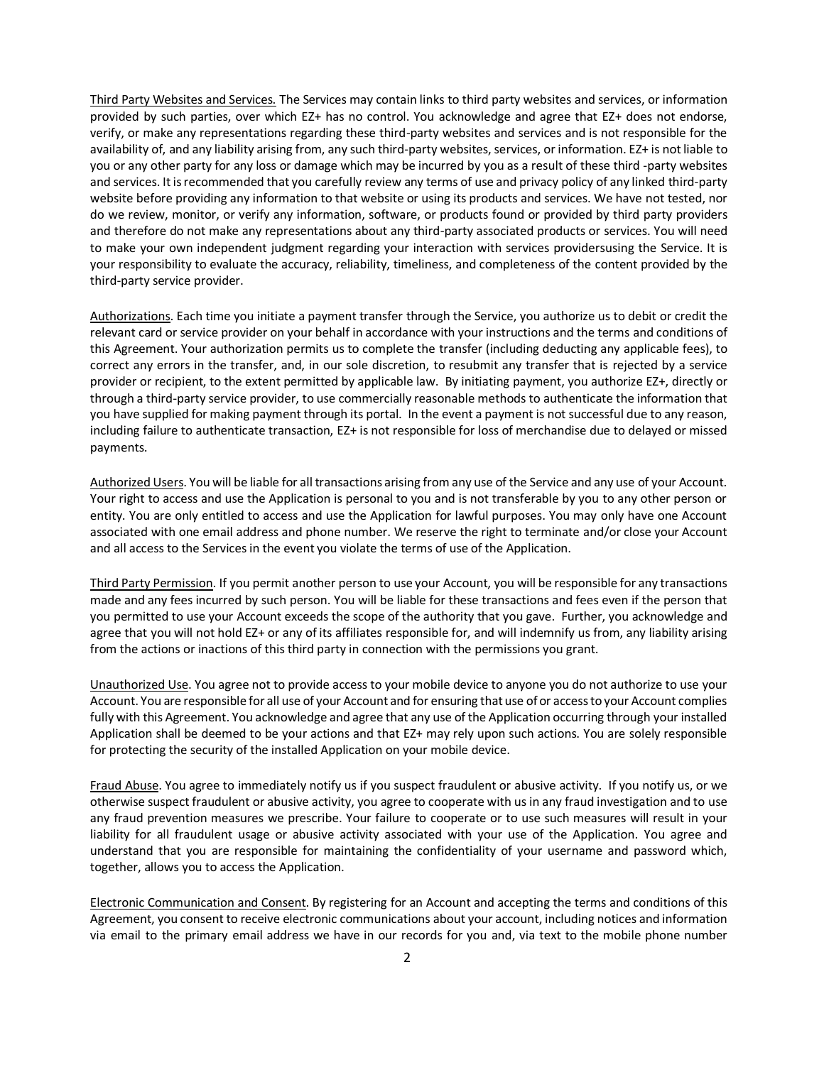<u>Third Party Websites and Services.</u> The Services may contain links to third party websites and services, or information provided by such parties, over which EZ+ has no control. You acknowledge and agree that EZ+ does not endorse, verify, or make any representations regarding these third-party websites and services and is not responsible for the availability of, and any liability arising from, any such third-party websites, services, or information. EZ+ is not liable to you or any other party for any loss or damage which may be incurred by you as a result of these third -party websites and services. It is recommended that you carefully review any terms of use and privacy policy of any linked third-party website before providing any information to that website or using its products and services. We have not tested, nor do we review, monitor, or verify any information, software, or products found or provided by third party providers and therefore do not make any representations about any third-party associated products or services. You will need to make your own independent judgment regarding your interaction with services providersusing the Service. It is your responsibility to evaluate the accuracy, reliability, timeliness, and completeness of the content provided by the third-party service provider.

<u>Authorizations</u>. Each time you initiate a payment transfer through the Service, you authorize us to debit or credit the relevant card or service provider on your behalf in accordance with your instructions and the terms and conditions of this Agreement. Your authorization permits us to complete the transfer (including deducting any applicable fees), to correct any errors in the transfer, and, in our sole discretion, to resubmit any transfer that is rejected by a service provider or recipient, to the extent permitted by applicable law. By initiating payment, you authorize EZ+, directly or through a third-party service provider, to use commercially reasonable methods to authenticate the information that you have supplied for making payment through its portal. In the event a payment is not successful due to any reason, including failure to authenticate transaction, EZ+ is not responsible for loss of merchandise due to delayed or missed payments.

<u>Authorized Users</u>. You will be liable for all transactions arising from any use of the Service and any use of your Account. Your right to access and use the Application is personal to you and is not transferable by you to any other person or entity. You are only entitled to access and use the Application for lawful purposes. You may only have one Account associated with one email address and phone number. We reserve the right to terminate and/or close your Account and all access to the Services in the event you violate the terms of use of the Application.

<u>Third Party Permission</u>. If you permit another person to use your Account, you will be responsible for any transactions made and any fees incurred by such person. You will be liable for these transactions and fees even if the person that you permitted to use your Account exceeds the scope of the authority that you gave. Further, you acknowledge and agree that you will not hold EZ+ or any of its affiliates responsible for, and will indemnify us from, any liability arising from the actions or inactions of this third party in connection with the permissions you grant.

<u>Unauthorized Use</u>. You agree not to provide access to your mobile device to anyone you do not authorize to use your Account. You are responsible for all use of your Account and for ensuring that use of or access to your Account complies fully with this Agreement. You acknowledge and agree that any use of the Application occurring through your installed Application shall be deemed to be your actions and that EZ+ may rely upon such actions. You are solely responsible for protecting the security of the installed Application on your mobile device.

<u>Fraud Abuse</u>. You agree to immediately notify us if you suspect fraudulent or abusive activity. If you notify us, or we otherwise suspect fraudulent or abusive activity, you agree to cooperate with us in any fraud investigation and to use any fraud prevention measures we prescribe. Your failure to cooperate or to use such measures will result in your liability for all fraudulent usage or abusive activity associated with your use of the Application. You agree and understand that you are responsible for maintaining the confidentiality of your username and password which, together, allows you to access the Application.

<u>Electronic Communication and Consent</u>. By registering for an Account and accepting the terms and conditions of this Agreement, you consent to receive electronic communications about your account, including notices and information via email to the primary email address we have in our records for you and, via text to the mobile phone number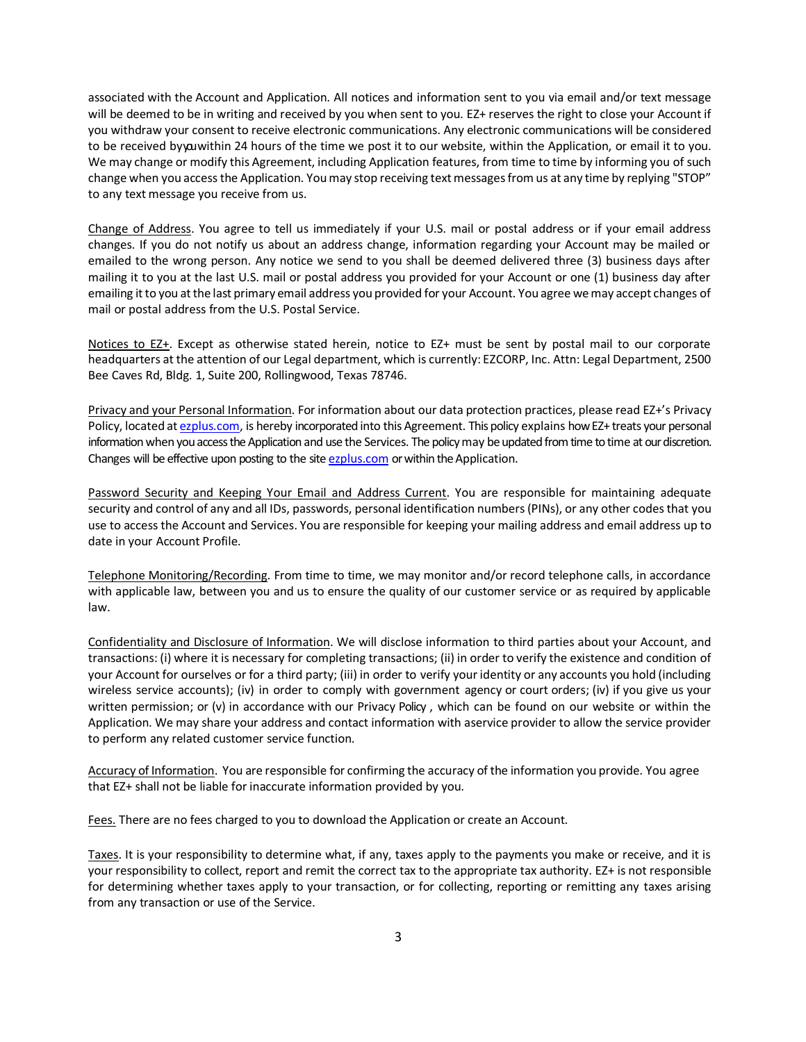associated with the Account and Application. All notices and information sent to you via email and/or text message will be deemed to be in writing and received by you when sent to you. EZ+ reserves the right to close your Account if you withdraw your consent to receive electronic communications. Any electronic communications will be considered to be received by you within 24 hours of the time we post it to our website, within the Application, or email it to you. We may change or modify this Agreement, including Application features, from time to time by informing you of such change when you access the Application. You may stop receiving text messages from us at any time by replying "STOP" to any text message you receive from us.

Change of Address. You agree to tell us immediately if your U.S. mail or postal address or if your email address changes. If you do not notify us about an address change, information regarding your Account may be mailed or emailed to the wrong person. Any notice we send to you shall be deemed delivered three (3) business days after mailing it to you at the last U.S. mail or postal address you provided for your Account or one (1) business day after emailing it to you at the last primary email address you provided for your Account. You agree we may accept changes of mail or postal address from the U.S. Postal Service.

Notices to EZ+. Except as otherwise stated herein, notice to EZ+ must be sent by postal mail to our corporate headquarters at the attention of our Legal department, which is currently: EZCORP, Inc. Attn: Legal Department, 2500 Bee Caves Rd, Bldg. 1, Suite 200, Rollingwood, Texas 78746.

Privacy and your Personal Information. For information about our data protection practices, please read EZ+'s Privacy Policy, located at ezplus.com, is hereby incorporated into this Agreement. This policy explains how EZ+ treats your personal information when you access the Application and use the Services. The policy may be updated from time to time at our discretion. Changes will be effective upon posting to the site ezplus.com or within the Application.

Password Security and Keeping Your Email and Address Current. You are responsible for maintaining adequate security and control of any and all IDs, passwords, personal identification numbers (PINs), or any other codes that you use to access the Account and Services. You are responsible for keeping your mailing address and email address up to date in your Account Profile.

Telephone Monitoring/Recording. From time to time, we may monitor and/or record telephone calls, in accordance with applicable law, between you and us to ensure the quality of our customer service or as required by applicable law.

Confidentiality and Disclosure of Information. We will disclose information to third parties about your Account, and transactions: (i) where it is necessary for completing transactions; (ii) in order to verify the existence and condition of your Account for ourselves or for a third party; (iii) in order to verify your identity or any accounts you hold (including wireless service accounts); (iv) in order to comply with government agency or court orders; (iv) if you give us your written permission; or (v) in accordance with our Privacy Policy , which can be found on our website or within the Application. We may share your address and contact information with aservice provider to allow the service provider to perform any related customer service function.

Accuracy of Information. You are responsible for confirming the accuracy of the information you provide. You agree that EZ+ shall not be liable for inaccurate information provided by you.

Fees. There are no fees charged to you to download the Application or create an Account.

Taxes. It is your responsibility to determine what, if any, taxes apply to the payments you make or receive, and it is your responsibility to collect, report and remit the correct tax to the appropriate tax authority. EZ+ is not responsible for determining whether taxes apply to your transaction, or for collecting, reporting or remitting any taxes arising from any transaction or use of the Service.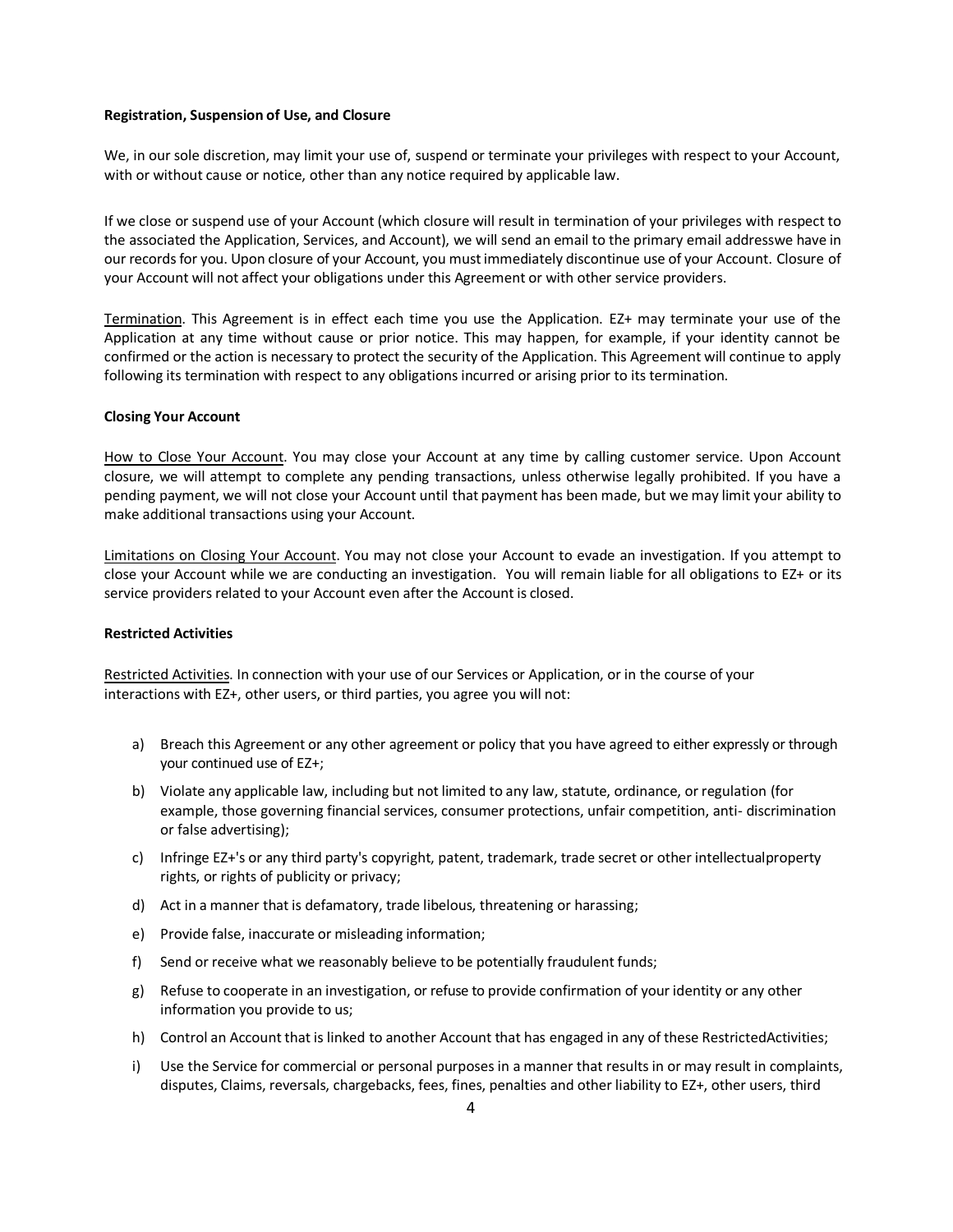**Registration, Suspension of Use, and Closure**

We, in our sole discretion, may limit your use of, suspend or terminate your privileges with respect to your Account, with or without cause or notice, other than any notice required by applicable law.

If we close or suspend use of your Account (which closure will result in termination of your privileges with respect to the associated the Application, Services, and Account), we will send an email to the primary email addresswe have in our records for you. Upon closure of your Account, you must immediately discontinue use of your Account. Closure of your Account will not affect your obligations under this Agreement or with other service providers.

Termination. This Agreement is in effect each time you use the Application. EZ+ may terminate your use of the Application at any time without cause or prior notice. This may happen, for example, if your identity cannot be confirmed or the action is necessary to protect the security of the Application. This Agreement will continue to apply following its termination with respect to any obligations incurred or arising prior to its termination.

**Closing Your Account**

How to Close Your Account. You may close your Account at any time by calling customer service. Upon Account closure, we will attempt to complete any pending transactions, unless otherwise legally prohibited. If you have a pending payment, we will not close your Account until that payment has been made, but we may limit your ability to make additional transactions using your Account.

Limitations on Closing Your Account. You may not close your Account to evade an investigation. If you attempt to close your Account while we are conducting an investigation. You will remain liable for all obligations to EZ+ or its service providers related to your Account even after the Account is closed.

**Restricted Activities**

Restricted Activities. In connection with your use of our Services or Application, or in the course of your interactions with EZ+, other users, or third parties, you agree you will not:

a) Breach this Agreement or any other agreement or policy that you have agreed to either expressly or through your continued use of EZ+;
b) Violate any applicable law, including but not limited to any law, statute, ordinance, or regulation (for example, those governing financial services, consumer protections, unfair competition, anti- discrimination or false advertising);
c) Infringe EZ+'s or any third party's copyright, patent, trademark, trade secret or other intellectualproperty rights, or rights of publicity or privacy;
d) Act in a manner that is defamatory, trade libelous, threatening or harassing;
e) Provide false, inaccurate or misleading information;
f) Send or receive what we reasonably believe to be potentially fraudulent funds;
g) Refuse to cooperate in an investigation, or refuse to provide confirmation of your identity or any other information you provide to us;
h) Control an Account that is linked to another Account that has engaged in any of these RestrictedActivities;
i) Use the Service for commercial or personal purposes in a manner that results in or may result in complaints, disputes, Claims, reversals, chargebacks, fees, fines, penalties and other liability to EZ+, other users, third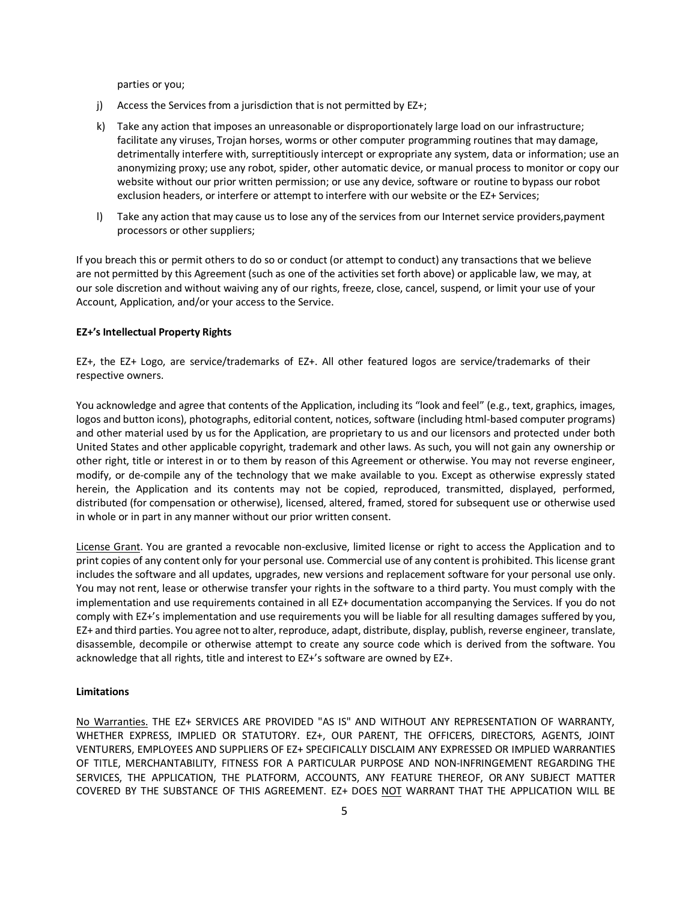parties or you;

j) Access the Services from a jurisdiction that is not permitted by EZ+;

k) Take any action that imposes an unreasonable or disproportionately large load on our infrastructure; facilitate any viruses, Trojan horses, worms or other computer programming routines that may damage, detrimentally interfere with, surreptitiously intercept or expropriate any system, data or information; use an anonymizing proxy; use any robot, spider, other automatic device, or manual process to monitor or copy our website without our prior written permission; or use any device, software or routine to bypass our robot exclusion headers, or interfere or attempt to interfere with our website or the EZ+ Services;

l) Take any action that may cause us to lose any of the services from our Internet service providers,payment processors or other suppliers;

If you breach this or permit others to do so or conduct (or attempt to conduct) any transactions that we believe are not permitted by this Agreement (such as one of the activities set forth above) or applicable law, we may, at our sole discretion and without waiving any of our rights, freeze, close, cancel, suspend, or limit your use of your Account, Application, and/or your access to the Service.

**EZ+'s Intellectual Property Rights**

EZ+, the EZ+ Logo, are service/trademarks of EZ+. All other featured logos are service/trademarks of their respective owners.

You acknowledge and agree that contents of the Application, including its "look and feel" (e.g., text, graphics, images, logos and button icons), photographs, editorial content, notices, software (including html-based computer programs) and other material used by us for the Application, are proprietary to us and our licensors and protected under both United States and other applicable copyright, trademark and other laws. As such, you will not gain any ownership or other right, title or interest in or to them by reason of this Agreement or otherwise. You may not reverse engineer, modify, or de-compile any of the technology that we make available to you. Except as otherwise expressly stated herein, the Application and its contents may not be copied, reproduced, transmitted, displayed, performed, distributed (for compensation or otherwise), licensed, altered, framed, stored for subsequent use or otherwise used in whole or in part in any manner without our prior written consent.

<u>License Grant</u>. You are granted a revocable non-exclusive, limited license or right to access the Application and to print copies of any content only for your personal use. Commercial use of any content is prohibited. This license grant includes the software and all updates, upgrades, new versions and replacement software for your personal use only. You may not rent, lease or otherwise transfer your rights in the software to a third party. You must comply with the implementation and use requirements contained in all EZ+ documentation accompanying the Services. If you do not comply with EZ+'s implementation and use requirements you will be liable for all resulting damages suffered by you, EZ+ and third parties. You agree not to alter, reproduce, adapt, distribute, display, publish, reverse engineer, translate, disassemble, decompile or otherwise attempt to create any source code which is derived from the software. You acknowledge that all rights, title and interest to EZ+'s software are owned by EZ+.

**Limitations**

<u>No Warranties.</u> THE EZ+ SERVICES ARE PROVIDED "AS IS" AND WITHOUT ANY REPRESENTATION OF WARRANTY, WHETHER EXPRESS, IMPLIED OR STATUTORY. EZ+, OUR PARENT, THE OFFICERS, DIRECTORS, AGENTS, JOINT VENTURERS, EMPLOYEES AND SUPPLIERS OF EZ+ SPECIFICALLY DISCLAIM ANY EXPRESSED OR IMPLIED WARRANTIES OF TITLE, MERCHANTABILITY, FITNESS FOR A PARTICULAR PURPOSE AND NON-INFRINGEMENT REGARDING THE SERVICES, THE APPLICATION, THE PLATFORM, ACCOUNTS, ANY FEATURE THEREOF, OR ANY SUBJECT MATTER COVERED BY THE SUBSTANCE OF THIS AGREEMENT. EZ+ DOES <u>NOT</u> WARRANT THAT THE APPLICATION WILL BE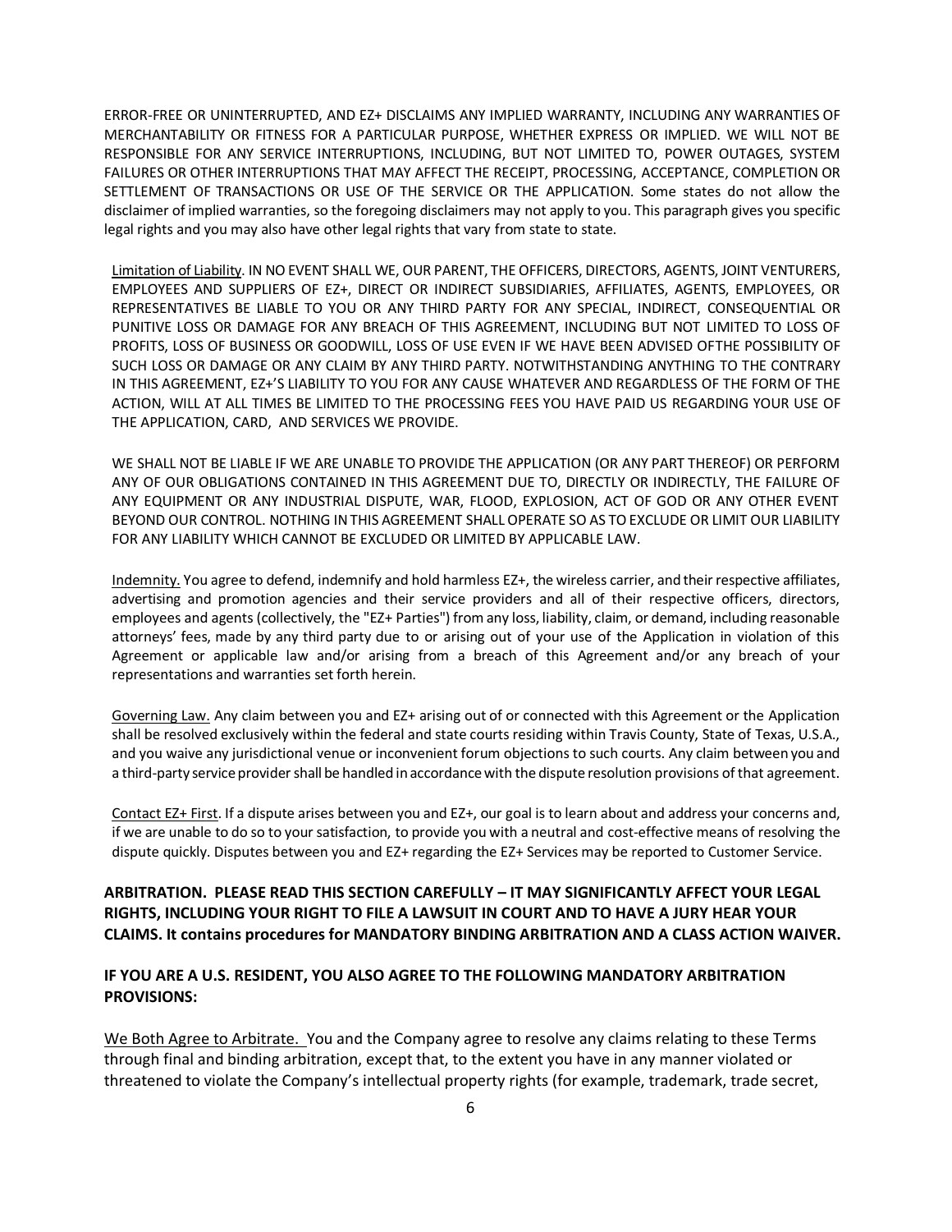ERROR-FREE OR UNINTERRUPTED, AND EZ+ DISCLAIMS ANY IMPLIED WARRANTY, INCLUDING ANY WARRANTIES OF MERCHANTABILITY OR FITNESS FOR A PARTICULAR PURPOSE, WHETHER EXPRESS OR IMPLIED. WE WILL NOT BE RESPONSIBLE FOR ANY SERVICE INTERRUPTIONS, INCLUDING, BUT NOT LIMITED TO, POWER OUTAGES, SYSTEM FAILURES OR OTHER INTERRUPTIONS THAT MAY AFFECT THE RECEIPT, PROCESSING, ACCEPTANCE, COMPLETION OR SETTLEMENT OF TRANSACTIONS OR USE OF THE SERVICE OR THE APPLICATION. Some states do not allow the disclaimer of implied warranties, so the foregoing disclaimers may not apply to you. This paragraph gives you specific legal rights and you may also have other legal rights that vary from state to state.

Limitation of Liability. IN NO EVENT SHALL WE, OUR PARENT, THE OFFICERS, DIRECTORS, AGENTS, JOINT VENTURERS, EMPLOYEES AND SUPPLIERS OF EZ+, DIRECT OR INDIRECT SUBSIDIARIES, AFFILIATES, AGENTS, EMPLOYEES, OR REPRESENTATIVES BE LIABLE TO YOU OR ANY THIRD PARTY FOR ANY SPECIAL, INDIRECT, CONSEQUENTIAL OR PUNITIVE LOSS OR DAMAGE FOR ANY BREACH OF THIS AGREEMENT, INCLUDING BUT NOT LIMITED TO LOSS OF PROFITS, LOSS OF BUSINESS OR GOODWILL, LOSS OF USE EVEN IF WE HAVE BEEN ADVISED OFTHE POSSIBILITY OF SUCH LOSS OR DAMAGE OR ANY CLAIM BY ANY THIRD PARTY. NOTWITHSTANDING ANYTHING TO THE CONTRARY IN THIS AGREEMENT, EZ+'S LIABILITY TO YOU FOR ANY CAUSE WHATEVER AND REGARDLESS OF THE FORM OF THE ACTION, WILL AT ALL TIMES BE LIMITED TO THE PROCESSING FEES YOU HAVE PAID US REGARDING YOUR USE OF THE APPLICATION, CARD, AND SERVICES WE PROVIDE.

WE SHALL NOT BE LIABLE IF WE ARE UNABLE TO PROVIDE THE APPLICATION (OR ANY PART THEREOF) OR PERFORM ANY OF OUR OBLIGATIONS CONTAINED IN THIS AGREEMENT DUE TO, DIRECTLY OR INDIRECTLY, THE FAILURE OF ANY EQUIPMENT OR ANY INDUSTRIAL DISPUTE, WAR, FLOOD, EXPLOSION, ACT OF GOD OR ANY OTHER EVENT BEYOND OUR CONTROL. NOTHING IN THIS AGREEMENT SHALL OPERATE SO AS TO EXCLUDE OR LIMIT OUR LIABILITY FOR ANY LIABILITY WHICH CANNOT BE EXCLUDED OR LIMITED BY APPLICABLE LAW.

Indemnity. You agree to defend, indemnify and hold harmless EZ+, the wireless carrier, and their respective affiliates, advertising and promotion agencies and their service providers and all of their respective officers, directors, employees and agents (collectively, the "EZ+ Parties") from any loss, liability, claim, or demand, including reasonable attorneys' fees, made by any third party due to or arising out of your use of the Application in violation of this Agreement or applicable law and/or arising from a breach of this Agreement and/or any breach of your representations and warranties set forth herein.

Governing Law. Any claim between you and EZ+ arising out of or connected with this Agreement or the Application shall be resolved exclusively within the federal and state courts residing within Travis County, State of Texas, U.S.A., and you waive any jurisdictional venue or inconvenient forum objections to such courts. Any claim between you and a third-party service provider shall be handled in accordance with the dispute resolution provisions of that agreement.

Contact EZ+ First. If a dispute arises between you and EZ+, our goal is to learn about and address your concerns and, if we are unable to do so to your satisfaction, to provide you with a neutral and cost-effective means of resolving the dispute quickly. Disputes between you and EZ+ regarding the EZ+ Services may be reported to Customer Service.

**ARBITRATION. PLEASE READ THIS SECTION CAREFULLY – IT MAY SIGNIFICANTLY AFFECT YOUR LEGAL RIGHTS, INCLUDING YOUR RIGHT TO FILE A LAWSUIT IN COURT AND TO HAVE A JURY HEAR YOUR CLAIMS. It contains procedures for MANDATORY BINDING ARBITRATION AND A CLASS ACTION WAIVER.**

**IF YOU ARE A U.S. RESIDENT, YOU ALSO AGREE TO THE FOLLOWING MANDATORY ARBITRATION PROVISIONS:**

We Both Agree to Arbitrate. You and the Company agree to resolve any claims relating to these Terms through final and binding arbitration, except that, to the extent you have in any manner violated or threatened to violate the Company's intellectual property rights (for example, trademark, trade secret,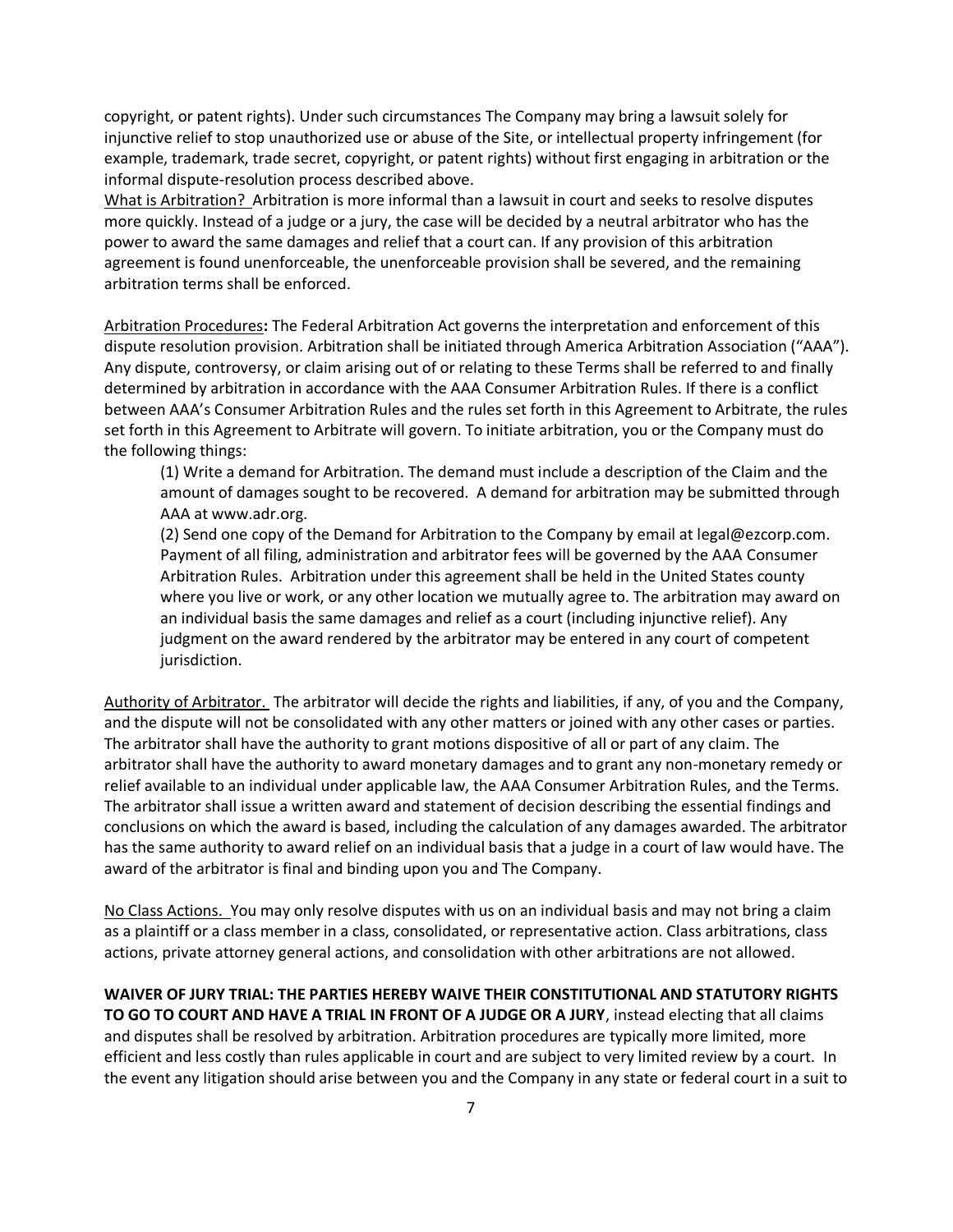copyright, or patent rights). Under such circumstances The Company may bring a lawsuit solely for injunctive relief to stop unauthorized use or abuse of the Site, or intellectual property infringement (for example, trademark, trade secret, copyright, or patent rights) without first engaging in arbitration or the informal dispute-resolution process described above.

What is Arbitration? Arbitration is more informal than a lawsuit in court and seeks to resolve disputes more quickly. Instead of a judge or a jury, the case will be decided by a neutral arbitrator who has the power to award the same damages and relief that a court can. If any provision of this arbitration agreement is found unenforceable, the unenforceable provision shall be severed, and the remaining arbitration terms shall be enforced.

Arbitration Procedures**:** The Federal Arbitration Act governs the interpretation and enforcement of this dispute resolution provision. Arbitration shall be initiated through America Arbitration Association ("AAA"). Any dispute, controversy, or claim arising out of or relating to these Terms shall be referred to and finally determined by arbitration in accordance with the AAA Consumer Arbitration Rules. If there is a conflict between AAA's Consumer Arbitration Rules and the rules set forth in this Agreement to Arbitrate, the rules set forth in this Agreement to Arbitrate will govern. To initiate arbitration, you or the Company must do the following things:

(1) Write a demand for Arbitration. The demand must include a description of the Claim and the amount of damages sought to be recovered. A demand for arbitration may be submitted through AAA at www.adr.org.

(2) Send one copy of the Demand for Arbitration to the Company by email at legal@ezcorp.com. Payment of all filing, administration and arbitrator fees will be governed by the AAA Consumer Arbitration Rules. Arbitration under this agreement shall be held in the United States county where you live or work, or any other location we mutually agree to. The arbitration may award on an individual basis the same damages and relief as a court (including injunctive relief). Any judgment on the award rendered by the arbitrator may be entered in any court of competent jurisdiction.

Authority of Arbitrator. The arbitrator will decide the rights and liabilities, if any, of you and the Company, and the dispute will not be consolidated with any other matters or joined with any other cases or parties. The arbitrator shall have the authority to grant motions dispositive of all or part of any claim. The arbitrator shall have the authority to award monetary damages and to grant any non-monetary remedy or relief available to an individual under applicable law, the AAA Consumer Arbitration Rules, and the Terms. The arbitrator shall issue a written award and statement of decision describing the essential findings and conclusions on which the award is based, including the calculation of any damages awarded. The arbitrator has the same authority to award relief on an individual basis that a judge in a court of law would have. The award of the arbitrator is final and binding upon you and The Company.

No Class Actions. You may only resolve disputes with us on an individual basis and may not bring a claim as a plaintiff or a class member in a class, consolidated, or representative action. Class arbitrations, class actions, private attorney general actions, and consolidation with other arbitrations are not allowed.

**WAIVER OF JURY TRIAL: THE PARTIES HEREBY WAIVE THEIR CONSTITUTIONAL AND STATUTORY RIGHTS TO GO TO COURT AND HAVE A TRIAL IN FRONT OF A JUDGE OR A JURY**, instead electing that all claims and disputes shall be resolved by arbitration. Arbitration procedures are typically more limited, more efficient and less costly than rules applicable in court and are subject to very limited review by a court. In the event any litigation should arise between you and the Company in any state or federal court in a suit to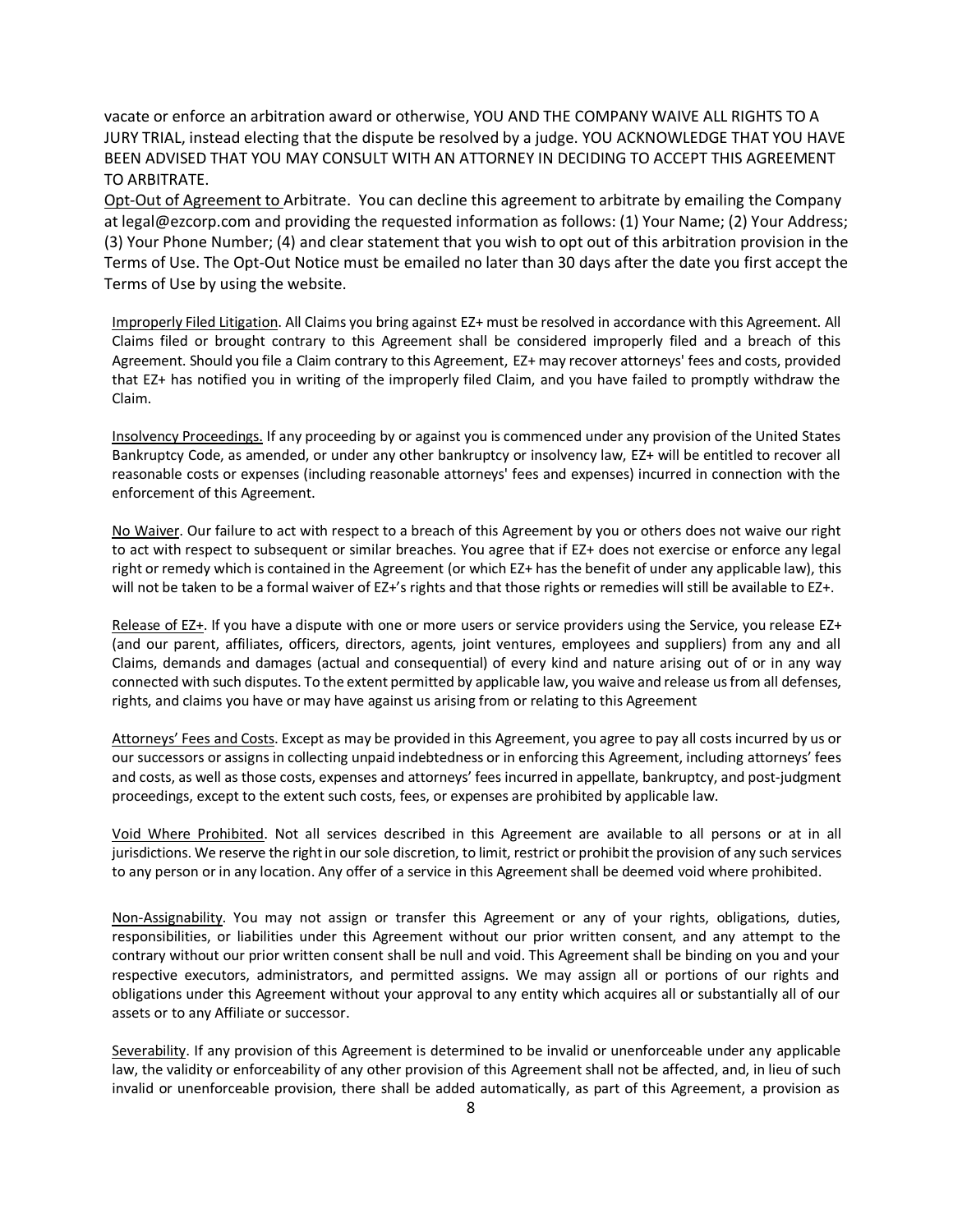vacate or enforce an arbitration award or otherwise, YOU AND THE COMPANY WAIVE ALL RIGHTS TO A JURY TRIAL, instead electing that the dispute be resolved by a judge. YOU ACKNOWLEDGE THAT YOU HAVE BEEN ADVISED THAT YOU MAY CONSULT WITH AN ATTORNEY IN DECIDING TO ACCEPT THIS AGREEMENT TO ARBITRATE.

Opt-Out of Agreement to Arbitrate. You can decline this agreement to arbitrate by emailing the Company at legal@ezcorp.com and providing the requested information as follows: (1) Your Name; (2) Your Address; (3) Your Phone Number; (4) and clear statement that you wish to opt out of this arbitration provision in the Terms of Use. The Opt-Out Notice must be emailed no later than 30 days after the date you first accept the Terms of Use by using the website.

Improperly Filed Litigation. All Claims you bring against EZ+ must be resolved in accordance with this Agreement. All Claims filed or brought contrary to this Agreement shall be considered improperly filed and a breach of this Agreement. Should you file a Claim contrary to this Agreement, EZ+ may recover attorneys' fees and costs, provided that EZ+ has notified you in writing of the improperly filed Claim, and you have failed to promptly withdraw the Claim.

Insolvency Proceedings. If any proceeding by or against you is commenced under any provision of the United States Bankruptcy Code, as amended, or under any other bankruptcy or insolvency law, EZ+ will be entitled to recover all reasonable costs or expenses (including reasonable attorneys' fees and expenses) incurred in connection with the enforcement of this Agreement.

No Waiver. Our failure to act with respect to a breach of this Agreement by you or others does not waive our right to act with respect to subsequent or similar breaches. You agree that if EZ+ does not exercise or enforce any legal right or remedy which is contained in the Agreement (or which EZ+ has the benefit of under any applicable law), this will not be taken to be a formal waiver of EZ+'s rights and that those rights or remedies will still be available to EZ+.

Release of EZ+. If you have a dispute with one or more users or service providers using the Service, you release EZ+ (and our parent, affiliates, officers, directors, agents, joint ventures, employees and suppliers) from any and all Claims, demands and damages (actual and consequential) of every kind and nature arising out of or in any way connected with such disputes. To the extent permitted by applicable law, you waive and release us from all defenses, rights, and claims you have or may have against us arising from or relating to this Agreement

Attorneys' Fees and Costs. Except as may be provided in this Agreement, you agree to pay all costs incurred by us or our successors or assigns in collecting unpaid indebtedness or in enforcing this Agreement, including attorneys' fees and costs, as well as those costs, expenses and attorneys' fees incurred in appellate, bankruptcy, and post-judgment proceedings, except to the extent such costs, fees, or expenses are prohibited by applicable law.

Void Where Prohibited. Not all services described in this Agreement are available to all persons or at in all jurisdictions. We reserve the right in our sole discretion, to limit, restrict or prohibit the provision of any such services to any person or in any location. Any offer of a service in this Agreement shall be deemed void where prohibited.

Non-Assignability. You may not assign or transfer this Agreement or any of your rights, obligations, duties, responsibilities, or liabilities under this Agreement without our prior written consent, and any attempt to the contrary without our prior written consent shall be null and void. This Agreement shall be binding on you and your respective executors, administrators, and permitted assigns. We may assign all or portions of our rights and obligations under this Agreement without your approval to any entity which acquires all or substantially all of our assets or to any Affiliate or successor.

Severability. If any provision of this Agreement is determined to be invalid or unenforceable under any applicable law, the validity or enforceability of any other provision of this Agreement shall not be affected, and, in lieu of such invalid or unenforceable provision, there shall be added automatically, as part of this Agreement, a provision as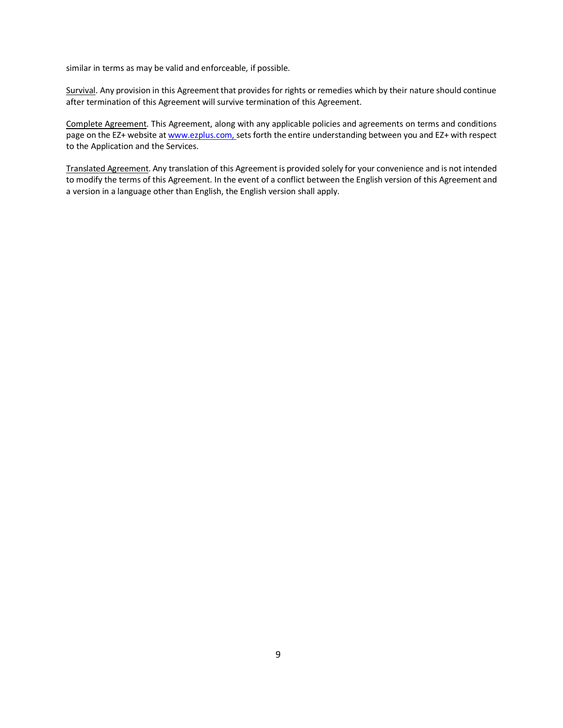similar in terms as may be valid and enforceable, if possible.

Survival. Any provision in this Agreement that provides for rights or remedies which by their nature should continue after termination of this Agreement will survive termination of this Agreement.

Complete Agreement. This Agreement, along with any applicable policies and agreements on terms and conditions page on the EZ+ website at www.ezplus.com, sets forth the entire understanding between you and EZ+ with respect to the Application and the Services.

Translated Agreement. Any translation of this Agreement is provided solely for your convenience and is not intended to modify the terms of this Agreement. In the event of a conflict between the English version of this Agreement and a version in a language other than English, the English version shall apply.